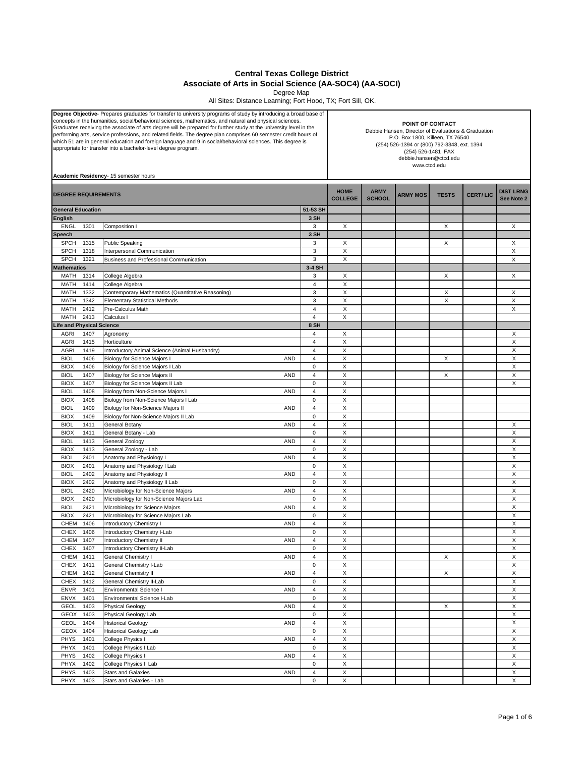# Central Texas College District

## Associate of Arts in Social Science (AA-SOC4) (AA-SOCI)

Degree Map

All Sites: Distance Learning; Fort Hood, TX; Fort Sill, OK.

**Degree Objective**- Prepares graduates for transfer to university programs of study by introducing a broad base of concepts in the humanities, social/behavioral sciences, mathematics, and natural and physical sciences. Graduates receiving the associate of arts degree will be prepared for further study at the university level in the performing arts, service professions, and related fields. The degree plan comprises 60 semester credit hours of which 51 are in general education and foreign language and 9 in social/behavioral sciences. This degree is appropriate for transfer into a bachelor-level degree program.

**Academic Residency**- 15 semester hours

**POINT OF CONTACT**
Debbie Hansen, Director of Evaluations & Graduation
P.O. Box 1800, Killeen, TX 76540
(254) 526-1394 or (800) 792-3348, ext. 1394
(254) 526-1481 FAX
debbie.hansen@ctcd.edu
www.ctcd.edu

| DEGREE REQUIREMENTS | | | | | HOME COLLEGE | ARMY SCHOOL | ARMY MOS | TESTS | CERT/ LIC | DIST LRNG See Note 2 |
|---|---|---|---|---|---|---|---|---|---|---|
| **General Education** | | | | 51-53 SH | | | | | | |
| **English** | | | | 3 SH | | | | | | |
| ENGL | 1301 | Composition I | | 3 | X | | | X | | X |
| **Speech** | | | | 3 SH | | | | | | |
| SPCH | 1315 | Public Speaking | | 3 | X | | | X | | X |
| SPCH | 1318 | Interpersonal Communication | | 3 | X | | | | | X |
| SPCH | 1321 | Business and Professional Communication | | 3 | X | | | | | X |
| **Mathematics** | | | | 3-4 SH | | | | | | |
| MATH | 1314 | College Algebra | | 3 | X | | | X | | X |
| MATH | 1414 | College Algebra | | 4 | X | | | | | |
| MATH | 1332 | Contemporary Mathematics (Quantitative Reasoning) | | 3 | X | | | X | | X |
| MATH | 1342 | Elementary Statistical Methods | | 3 | X | | | X | | X |
| MATH | 2412 | Pre-Calculus Math | | 4 | X | | | | | X |
| MATH | 2413 | Calculus I | | 4 | X | | | | | |
| **Life and Physical Science** | | | | 8 SH | | | | | | |
| AGRI | 1407 | Agronomy | | 4 | X | | | | | X |
| AGRI | 1415 | Horticulture | | 4 | X | | | | | X |
| AGRI | 1419 | Introductory Animal Science (Animal Husbandry) | | 4 | X | | | | | X |
| BIOL | 1406 | Biology for Science Majors I | AND | 4 | X | | | X | | X |
| BIOX | 1406 | Biology for Science Majors I Lab | | 0 | X | | | | | X |
| BIOL | 1407 | Biology for Science Majors II | AND | 4 | X | | | X | | X |
| BIOX | 1407 | Biology for Science Majors II Lab | | 0 | X | | | | | X |
| BIOL | 1408 | Biology from Non-Science Majors I | AND | 4 | X | | | | | |
| BIOX | 1408 | Biology from Non-Science Majors I Lab | | 0 | X | | | | | |
| BIOL | 1409 | Biology for Non-Science Majors II | AND | 4 | X | | | | | |
| BIOX | 1409 | Biology for Non-Science Majors II Lab | | 0 | X | | | | | |
| BIOL | 1411 | General Botany | AND | 4 | X | | | | | X |
| BIOX | 1411 | General Botany - Lab | | 0 | X | | | | | X |
| BIOL | 1413 | General Zoology | AND | 4 | X | | | | | X |
| BIOX | 1413 | General Zoology - Lab | | 0 | X | | | | | X |
| BIOL | 2401 | Anatomy and Physiology I | AND | 4 | X | | | | | X |
| BIOX | 2401 | Anatomy and Physiology I Lab | | 0 | X | | | | | X |
| BIOL | 2402 | Anatomy and Physiology II | AND | 4 | X | | | | | X |
| BIOX | 2402 | Anatomy and Physiology II Lab | | 0 | X | | | | | X |
| BIOL | 2420 | Microbiology for Non-Science Majors | AND | 4 | X | | | | | X |
| BIOX | 2420 | Microbiology for Non-Science Majors Lab | | 0 | X | | | | | X |
| BIOL | 2421 | Microbiology for Science Majors | AND | 4 | X | | | | | X |
| BIOX | 2421 | Microbiology for Science Majors Lab | | 0 | X | | | | | X |
| CHEM | 1406 | Introductory Chemistry I | AND | 4 | X | | | | | X |
| CHEX | 1406 | Introductory Chemistry I-Lab | | 0 | X | | | | | X |
| CHEM | 1407 | Introductory Chemistry II | AND | 4 | X | | | | | X |
| CHEX | 1407 | Introductory Chemistry II-Lab | | 0 | X | | | | | X |
| CHEM | 1411 | General Chemistry I | AND | 4 | X | | | X | | X |
| CHEX | 1411 | General Chemistry I-Lab | | 0 | X | | | | | X |
| CHEM | 1412 | General Chemistry II | AND | 4 | X | | | X | | X |
| CHEX | 1412 | General Chemistry II-Lab | | 0 | X | | | | | X |
| ENVR | 1401 | Environmental Science I | AND | 4 | X | | | | | X |
| ENVX | 1401 | Environmental Science I-Lab | | 0 | X | | | | | X |
| GEOL | 1403 | Physical Geology | AND | 4 | X | | | X | | X |
| GEOX | 1403 | Physical Geology Lab | | 0 | X | | | | | X |
| GEOL | 1404 | Historical Geology | AND | 4 | X | | | | | X |
| GEOX | 1404 | Historical Geology Lab | | 0 | X | | | | | X |
| PHYS | 1401 | College Physics I | AND | 4 | X | | | | | X |
| PHYX | 1401 | College Physics I Lab | | 0 | X | | | | | X |
| PHYS | 1402 | College Physics II | AND | 4 | X | | | | | X |
| PHYX | 1402 | College Physics II Lab | | 0 | X | | | | | X |
| PHYS | 1403 | Stars and Galaxies | AND | 4 | X | | | | | X |
| PHYX | 1403 | Stars and Galaxies - Lab | | 0 | X | | | | | X |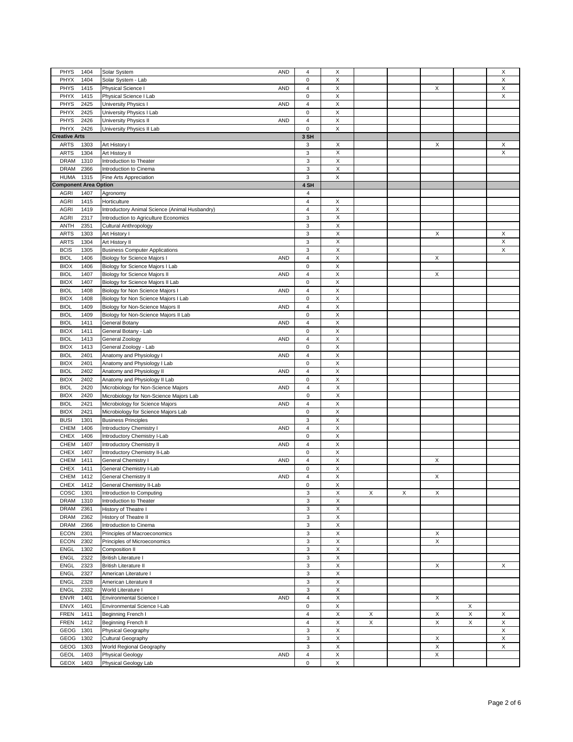| Prefix | Number | Course | | SH | | | | | | |
|---|---|---|---|---|---|---|---|---|---|---|
| PHYS | 1404 | Solar System | AND | 4 | X | | | | | X |
| PHYX | 1404 | Solar System - Lab | | 0 | X | | | | | X |
| PHYS | 1415 | Physical Science I | AND | 4 | X | | | X | | X |
| PHYX | 1415 | Physical Science I Lab | | 0 | X | | | | | X |
| PHYS | 2425 | University Physics I | AND | 4 | X | | | | | |
| PHYX | 2425 | University Physics I Lab | | 0 | X | | | | | |
| PHYS | 2426 | University Physics II | AND | 4 | X | | | | | |
| PHYX | 2426 | University Physics II Lab | | 0 | X | | | | | |
| **Creative Arts** | | | | **3 SH** | | | | | | |
| ARTS | 1303 | Art History I | | 3 | X | | | X | | X |
| ARTS | 1304 | Art History II | | 3 | X | | | | | X |
| DRAM | 1310 | Introduction to Theater | | 3 | X | | | | | |
| DRAM | 2366 | Introduction to Cinema | | 3 | X | | | | | |
| HUMA | 1315 | Fine Arts Appreciation | | 3 | X | | | | | |
| **Component Area Option** | | | | **4 SH** | | | | | | |
| AGRI | 1407 | Agronomy | | 4 | | | | | | |
| AGRI | 1415 | Horticulture | | 4 | X | | | | | |
| AGRI | 1419 | Introductory Animal Science (Animal Husbandry) | | 4 | X | | | | | |
| AGRI | 2317 | Introduction to Agriculture Economics | | 3 | X | | | | | |
| ANTH | 2351 | Cultural Anthropology | | 3 | X | | | | | |
| ARTS | 1303 | Art History I | | 3 | X | | | X | | X |
| ARTS | 1304 | Art History II | | 3 | X | | | | | X |
| BCIS | 1305 | Business Computer Applications | | 3 | X | | | | | X |
| BIOL | 1406 | Biology for Science Majors I | AND | 4 | X | | | X | | |
| BIOX | 1406 | Biology for Science Majors I Lab | | 0 | X | | | | | |
| BIOL | 1407 | Biology for Science Majors II | AND | 4 | X | | | X | | |
| BIOX | 1407 | Biology for Science Majors II Lab | | 0 | X | | | | | |
| BIOL | 1408 | Biology for Non Science Majors I | AND | 4 | X | | | | | |
| BIOX | 1408 | Biology for Non Science Majors I Lab | | 0 | X | | | | | |
| BIOL | 1409 | Biology for Non-Science Majors II | AND | 4 | X | | | | | |
| BIOL | 1409 | Biology for Non-Science Majors II Lab | | 0 | X | | | | | |
| BIOL | 1411 | General Botany | AND | 4 | X | | | | | |
| BIOX | 1411 | General Botany - Lab | | 0 | X | | | | | |
| BIOL | 1413 | General Zoology | AND | 4 | X | | | | | |
| BIOX | 1413 | General Zoology - Lab | | 0 | X | | | | | |
| BIOL | 2401 | Anatomy and Physiology I | AND | 4 | X | | | | | |
| BIOX | 2401 | Anatomy and Physiology I Lab | | 0 | X | | | | | |
| BIOL | 2402 | Anatomy and Physiology II | AND | 4 | X | | | | | |
| BIOX | 2402 | Anatomy and Physiology II Lab | | 0 | X | | | | | |
| BIOL | 2420 | Microbiology for Non-Science Majors | AND | 4 | X | | | | | |
| BIOX | 2420 | Microbiology for Non-Science Majors Lab | | 0 | X | | | | | |
| BIOL | 2421 | Microbiology for Science Majors | AND | 4 | X | | | | | |
| BIOX | 2421 | Microbiology for Science Majors Lab | | 0 | X | | | | | |
| BUSI | 1301 | Business Principles | | 3 | X | | | | | |
| CHEM | 1406 | Introductory Chemistry I | AND | 4 | X | | | | | |
| CHEX | 1406 | Introductory Chemistry I-Lab | | 0 | X | | | | | |
| CHEM | 1407 | Introductory Chemistry II | AND | 4 | X | | | | | |
| CHEX | 1407 | Introductory Chemistry II-Lab | | 0 | X | | | | | |
| CHEM | 1411 | General Chemistry I | AND | 4 | X | | | X | | |
| CHEX | 1411 | General Chemistry I-Lab | | 0 | X | | | | | |
| CHEM | 1412 | General Chemistry II | AND | 4 | X | | | X | | |
| CHEX | 1412 | General Chemistry II-Lab | | 0 | X | | | | | |
| COSC | 1301 | Introduction to Computing | | 3 | X | X | X | X | | |
| DRAM | 1310 | Introduction to Theater | | 3 | X | | | | | |
| DRAM | 2361 | History of Theatre I | | 3 | X | | | | | |
| DRAM | 2362 | History of Theatre II | | 3 | X | | | | | |
| DRAM | 2366 | Introduction to Cinema | | 3 | X | | | | | |
| ECON | 2301 | Principles of Macroeconomics | | 3 | X | | | X | | |
| ECON | 2302 | Principles of Microeconomics | | 3 | X | | | X | | |
| ENGL | 1302 | Composition II | | 3 | X | | | | | |
| ENGL | 2322 | British Literature I | | 3 | X | | | | | |
| ENGL | 2323 | British Literature II | | 3 | X | | | X | | X |
| ENGL | 2327 | American Literature I | | 3 | X | | | | | |
| ENGL | 2328 | American Literature II | | 3 | X | | | | | |
| ENGL | 2332 | World Literature I | | 3 | X | | | | | |
| ENVR | 1401 | Environmental Science I | AND | 4 | X | | | X | | |
| ENVX | 1401 | Environmental Science I-Lab | | 0 | X | | | | X | |
| FREN | 1411 | Beginning French I | | 4 | X | X | | X | X | X |
| FREN | 1412 | Beginning French II | | 4 | X | X | | X | X | X |
| GEOG | 1301 | Physical Geography | | 3 | X | | | | | X |
| GEOG | 1302 | Cultural Geography | | 3 | X | | | X | | X |
| GEOG | 1303 | World Regional Geography | | 3 | X | | | X | | X |
| GEOL | 1403 | Physical Geology | AND | 4 | X | | | X | | |
| GEOX | 1403 | Physical Geology Lab | | 0 | X | | | | | |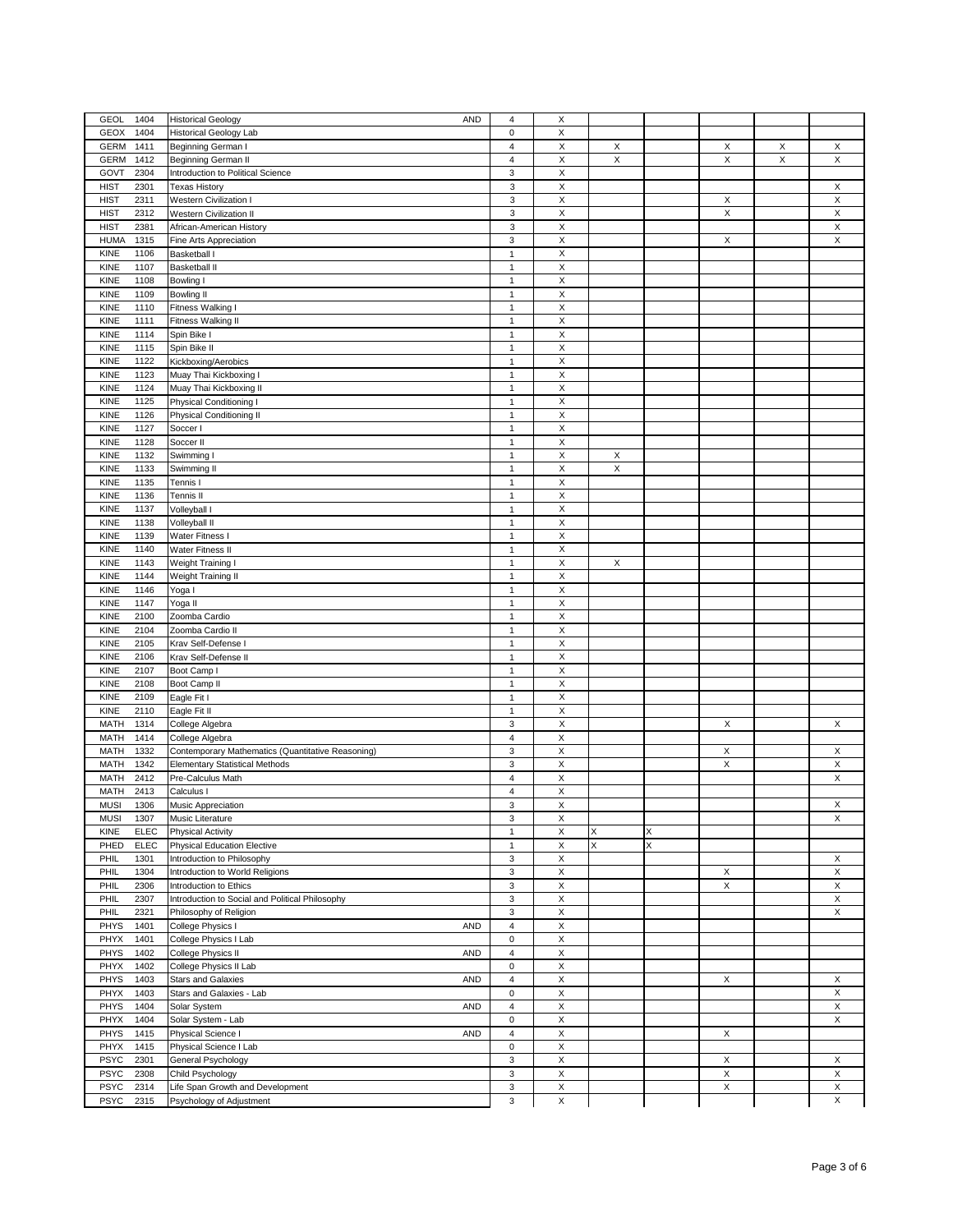| | | | | | | | | | | |
|---|---|---|---|---|---|---|---|---|---|---|
| GEOL | 1404 | Historical Geology | AND | 4 | X | | | | | |
| GEOX | 1404 | Historical Geology Lab | | 0 | X | | | | | |
| GERM | 1411 | Beginning German I | | 4 | X | X | | X | X | X |
| GERM | 1412 | Beginning German II | | 4 | X | X | | X | X | X |
| GOVT | 2304 | Introduction to Political Science | | 3 | X | | | | | |
| HIST | 2301 | Texas History | | 3 | X | | | | | X |
| HIST | 2311 | Western Civilization I | | 3 | X | | | X | | X |
| HIST | 2312 | Western Civilization II | | 3 | X | | | X | | X |
| HIST | 2381 | African-American History | | 3 | X | | | | | X |
| HUMA | 1315 | Fine Arts Appreciation | | 3 | X | | | X | | X |
| KINE | 1106 | Basketball I | | 1 | X | | | | | |
| KINE | 1107 | Basketball II | | 1 | X | | | | | |
| KINE | 1108 | Bowling I | | 1 | X | | | | | |
| KINE | 1109 | Bowling II | | 1 | X | | | | | |
| KINE | 1110 | Fitness Walking I | | 1 | X | | | | | |
| KINE | 1111 | Fitness Walking II | | 1 | X | | | | | |
| KINE | 1114 | Spin Bike I | | 1 | X | | | | | |
| KINE | 1115 | Spin Bike II | | 1 | X | | | | | |
| KINE | 1122 | Kickboxing/Aerobics | | 1 | X | | | | | |
| KINE | 1123 | Muay Thai Kickboxing I | | 1 | X | | | | | |
| KINE | 1124 | Muay Thai Kickboxing II | | 1 | X | | | | | |
| KINE | 1125 | Physical Conditioning I | | 1 | X | | | | | |
| KINE | 1126 | Physical Conditioning II | | 1 | X | | | | | |
| KINE | 1127 | Soccer I | | 1 | X | | | | | |
| KINE | 1128 | Soccer II | | 1 | X | | | | | |
| KINE | 1132 | Swimming I | | 1 | X | X | | | | |
| KINE | 1133 | Swimming II | | 1 | X | X | | | | |
| KINE | 1135 | Tennis I | | 1 | X | | | | | |
| KINE | 1136 | Tennis II | | 1 | X | | | | | |
| KINE | 1137 | Volleyball I | | 1 | X | | | | | |
| KINE | 1138 | Volleyball II | | 1 | X | | | | | |
| KINE | 1139 | Water Fitness I | | 1 | X | | | | | |
| KINE | 1140 | Water Fitness II | | 1 | X | | | | | |
| KINE | 1143 | Weight Training I | | 1 | X | X | | | | |
| KINE | 1144 | Weight Training II | | 1 | X | | | | | |
| KINE | 1146 | Yoga I | | 1 | X | | | | | |
| KINE | 1147 | Yoga II | | 1 | X | | | | | |
| KINE | 2100 | Zoomba Cardio | | 1 | X | | | | | |
| KINE | 2104 | Zoomba Cardio II | | 1 | X | | | | | |
| KINE | 2105 | Krav Self-Defense I | | 1 | X | | | | | |
| KINE | 2106 | Krav Self-Defense II | | 1 | X | | | | | |
| KINE | 2107 | Boot Camp I | | 1 | X | | | | | |
| KINE | 2108 | Boot Camp II | | 1 | X | | | | | |
| KINE | 2109 | Eagle Fit I | | 1 | X | | | | | |
| KINE | 2110 | Eagle Fit II | | 1 | X | | | | | |
| MATH | 1314 | College Algebra | | 3 | X | | | X | | X |
| MATH | 1414 | College Algebra | | 4 | X | | | | | |
| MATH | 1332 | Contemporary Mathematics (Quantitative Reasoning) | | 3 | X | | | X | | X |
| MATH | 1342 | Elementary Statistical Methods | | 3 | X | | | X | | X |
| MATH | 2412 | Pre-Calculus Math | | 4 | X | | | | | X |
| MATH | 2413 | Calculus I | | 4 | X | | | | | |
| MUSI | 1306 | Music Appreciation | | 3 | X | | | | | X |
| MUSI | 1307 | Music Literature | | 3 | X | | | | | X |
| KINE | ELEC | Physical Activity | | 1 | X | X | X | | | |
| PHED | ELEC | Physical Education Elective | | 1 | X | X | X | | | |
| PHIL | 1301 | Introduction to Philosophy | | 3 | X | | | | | X |
| PHIL | 1304 | Introduction to World Religions | | 3 | X | | | X | | X |
| PHIL | 2306 | Introduction to Ethics | | 3 | X | | | X | | X |
| PHIL | 2307 | Introduction to Social and Political Philosophy | | 3 | X | | | | | X |
| PHIL | 2321 | Philosophy of Religion | | 3 | X | | | | | X |
| PHYS | 1401 | College Physics I | AND | 4 | X | | | | | |
| PHYX | 1401 | College Physics I Lab | | 0 | X | | | | | |
| PHYS | 1402 | College Physics II | AND | 4 | X | | | | | |
| PHYX | 1402 | College Physics II Lab | | 0 | X | | | | | |
| PHYS | 1403 | Stars and Galaxies | AND | 4 | X | | | X | | X |
| PHYX | 1403 | Stars and Galaxies - Lab | | 0 | X | | | | | X |
| PHYS | 1404 | Solar System | AND | 4 | X | | | | | X |
| PHYX | 1404 | Solar System - Lab | | 0 | X | | | | | X |
| PHYS | 1415 | Physical Science I | AND | 4 | X | | | X | | |
| PHYX | 1415 | Physical Science I Lab | | 0 | X | | | | | |
| PSYC | 2301 | General Psychology | | 3 | X | | | X | | X |
| PSYC | 2308 | Child Psychology | | 3 | X | | | X | | X |
| PSYC | 2314 | Life Span Growth and Development | | 3 | X | | | X | | X |
| PSYC | 2315 | Psychology of Adjustment | | 3 | X | | | | | X |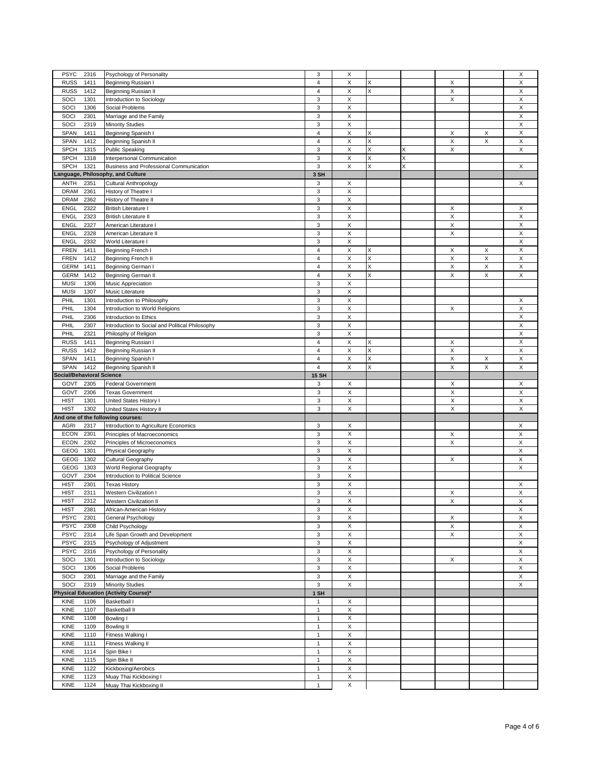| | | | | | | | | | |
|---|---|---|---|---|---|---|---|---|---|
| PSYC | 2316 | Psychology of Personality | 3 | X | | | | | X |
| RUSS | 1411 | Beginning Russian I | 4 | X | X | | X | | X |
| RUSS | 1412 | Beginning Russian II | 4 | X | X | | X | | X |
| SOCI | 1301 | Introduction to Sociology | 3 | X | | | X | | X |
| SOCI | 1306 | Social Problems | 3 | X | | | | | X |
| SOCI | 2301 | Marriage and the Family | 3 | X | | | | | X |
| SOCI | 2319 | Minority Studies | 3 | X | | | | | X |
| SPAN | 1411 | Beginning Spanish I | 4 | X | X | | X | X | X |
| SPAN | 1412 | Beginning Spanish II | 4 | X | X | | X | X | X |
| SPCH | 1315 | Public Speaking | 3 | X | X | X | X | | X |
| SPCH | 1318 | Interpersonal Communication | 3 | X | X | X | | | |
| SPCH | 1321 | Business and Professional Communication | 3 | X | X | X | | | X |
| **Language, Philosophy, and Culture** | | | **3 SH** | | | | | | |
| ANTH | 2351 | Cultural Anthropology | 3 | X | | | | | X |
| DRAM | 2361 | History of Theatre I | 3 | X | | | | | |
| DRAM | 2362 | History of Theatre II | 3 | X | | | | | |
| ENGL | 2322 | British Literature I | 3 | X | | | X | | X |
| ENGL | 2323 | British Literature II | 3 | X | | | X | | X |
| ENGL | 2327 | American Literature I | 3 | X | | | X | | X |
| ENGL | 2328 | American Literature II | 3 | X | | | X | | X |
| ENGL | 2332 | World Literature I | 3 | X | | | | | X |
| FREN | 1411 | Beginning French I | 4 | X | X | | X | X | X |
| FREN | 1412 | Beginning French II | 4 | X | X | | X | X | X |
| GERM | 1411 | Beginning German I | 4 | X | X | | X | X | X |
| GERM | 1412 | Beginning German II | 4 | X | X | | X | X | X |
| MUSI | 1306 | Music Appreciation | 3 | X | | | | | |
| MUSI | 1307 | Music Literature | 3 | X | | | | | |
| PHIL | 1301 | Introduction to Philosophy | 3 | X | | | | | X |
| PHIL | 1304 | Introduction to World Religions | 3 | X | | | X | | X |
| PHIL | 2306 | Introduction to Ethics | 3 | X | | | | | X |
| PHIL | 2307 | Introduction to Social and Political Philosophy | 3 | X | | | | | X |
| PHIL | 2321 | Philosphy of Religion | 3 | X | | | | | X |
| RUSS | 1411 | Beginning Russian I | 4 | X | X | | X | | X |
| RUSS | 1412 | Beginning Russian II | 4 | X | X | | X | | X |
| SPAN | 1411 | Beginning Spanish I | 4 | X | X | | X | X | X |
| SPAN | 1412 | Beginning Spanish II | 4 | X | X | | X | X | X |
| **Social/Behavioral Science** | | | **15 SH** | | | | | | |
| GOVT | 2305 | Federal Government | 3 | X | | | X | | X |
| GOVT | 2306 | Texas Government | 3 | X | | | X | | X |
| HIST | 1301 | United States History I | 3 | X | | | X | | X |
| HIST | 1302 | United States History II | 3 | X | | | X | | X |
| **And one of the following courses:** | | | | | | | | | |
| AGRI | 2317 | Introduction to Agriculture Economics | 3 | X | | | | | X |
| ECON | 2301 | Principles of Macroeconomics | 3 | X | | | X | | X |
| ECON | 2302 | Principles of Microeconomics | 3 | X | | | X | | X |
| GEOG | 1301 | Physical Geography | 3 | X | | | | | X |
| GEOG | 1302 | Cultural Geography | 3 | X | | | X | | X |
| GEOG | 1303 | World Regional Geography | 3 | X | | | | | X |
| GOVT | 2304 | Introduction to Political Science | 3 | X | | | | | |
| HIST | 2301 | Texas History | 3 | X | | | | | X |
| HIST | 2311 | Western Civilization I | 3 | X | | | X | | X |
| HIST | 2312 | Western Civilization II | 3 | X | | | X | | X |
| HIST | 2381 | African-American History | 3 | X | | | | | X |
| PSYC | 2301 | General Psychology | 3 | X | | | X | | X |
| PSYC | 2308 | Child Psychology | 3 | X | | | X | | X |
| PSYC | 2314 | Life Span Growth and Development | 3 | X | | | X | | X |
| PSYC | 2315 | Psychology of Adjustment | 3 | X | | | | | X |
| PSYC | 2316 | Psychology of Personality | 3 | X | | | | | X |
| SOCI | 1301 | Introduction to Sociology | 3 | X | | | X | | X |
| SOCI | 1306 | Social Problems | 3 | X | | | | | X |
| SOCI | 2301 | Marriage and the Family | 3 | X | | | | | X |
| SOCI | 2319 | Minority Studies | 3 | X | | | | | X |
| **Physical Education (Activity Course)*** | | | **1 SH** | | | | | | |
| KINE | 1106 | Basketball I | 1 | X | | | | | |
| KINE | 1107 | Basketball II | 1 | X | | | | | |
| KINE | 1108 | Bowling I | 1 | X | | | | | |
| KINE | 1109 | Bowling II | 1 | X | | | | | |
| KINE | 1110 | Fitness Walking I | 1 | X | | | | | |
| KINE | 1111 | Fitness Walking II | 1 | X | | | | | |
| KINE | 1114 | Spin Bike I | 1 | X | | | | | |
| KINE | 1115 | Spin Bike II | 1 | X | | | | | |
| KINE | 1122 | Kickboxing/Aerobics | 1 | X | | | | | |
| KINE | 1123 | Muay Thai Kickboxing I | 1 | X | | | | | |
| KINE | 1124 | Muay Thai Kickboxing II | 1 | X | | | | | |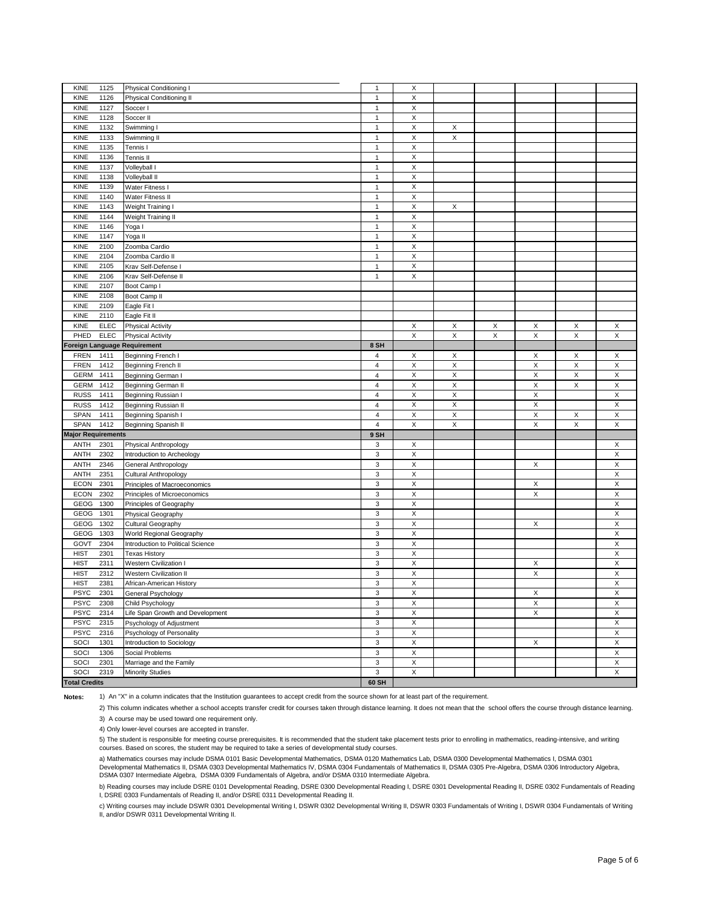| | | | | | | | | | |
|---|---|---|---|---|---|---|---|---|---|
| KINE | 1125 | Physical Conditioning I | 1 | X | | | | | |
| KINE | 1126 | Physical Conditioning II | 1 | X | | | | | |
| KINE | 1127 | Soccer I | 1 | X | | | | | |
| KINE | 1128 | Soccer II | 1 | X | | | | | |
| KINE | 1132 | Swimming I | 1 | X | X | | | | |
| KINE | 1133 | Swimming II | 1 | X | X | | | | |
| KINE | 1135 | Tennis I | 1 | X | | | | | |
| KINE | 1136 | Tennis II | 1 | X | | | | | |
| KINE | 1137 | Volleyball I | 1 | X | | | | | |
| KINE | 1138 | Volleyball II | 1 | X | | | | | |
| KINE | 1139 | Water Fitness I | 1 | X | | | | | |
| KINE | 1140 | Water Fitness II | 1 | X | | | | | |
| KINE | 1143 | Weight Training I | 1 | X | X | | | | |
| KINE | 1144 | Weight Training II | 1 | X | | | | | |
| KINE | 1146 | Yoga I | 1 | X | | | | | |
| KINE | 1147 | Yoga II | 1 | X | | | | | |
| KINE | 2100 | Zoomba Cardio | 1 | X | | | | | |
| KINE | 2104 | Zoomba Cardio II | 1 | X | | | | | |
| KINE | 2105 | Krav Self-Defense I | 1 | X | | | | | |
| KINE | 2106 | Krav Self-Defense II | 1 | X | | | | | |
| KINE | 2107 | Boot Camp I | | | | | | | |
| KINE | 2108 | Boot Camp II | | | | | | | |
| KINE | 2109 | Eagle Fit I | | | | | | | |
| KINE | 2110 | Eagle Fit II | | | | | | | |
| KINE | ELEC | Physical Activity | | X | X | X | X | X | X |
| PHED | ELEC | Physical Activity | | X | X | X | X | X | X |
| **Foreign Language Requirement** | | | **8 SH** | | | | | | |
| FREN | 1411 | Beginning French I | 4 | X | X | | X | X | X |
| FREN | 1412 | Beginning French II | 4 | X | X | | X | X | X |
| GERM | 1411 | Beginning German I | 4 | X | X | | X | X | X |
| GERM | 1412 | Beginning German II | 4 | X | X | | X | X | X |
| RUSS | 1411 | Beginning Russian I | 4 | X | X | | X | | X |
| RUSS | 1412 | Beginning Russian II | 4 | X | X | | X | | X |
| SPAN | 1411 | Beginning Spanish I | 4 | X | X | | X | X | X |
| SPAN | 1412 | Beginning Spanish II | 4 | X | X | | X | X | X |
| **Major Requirements** | | | **9 SH** | | | | | | |
| ANTH | 2301 | Physical Anthropology | 3 | X | | | | | X |
| ANTH | 2302 | Introduction to Archeology | 3 | X | | | | | X |
| ANTH | 2346 | General Anthropology | 3 | X | | | X | | X |
| ANTH | 2351 | Cultural Anthropology | 3 | X | | | | | X |
| ECON | 2301 | Principles of Macroeconomics | 3 | X | | | X | | X |
| ECON | 2302 | Principles of Microeconomics | 3 | X | | | X | | X |
| GEOG | 1300 | Principles of Geography | 3 | X | | | | | X |
| GEOG | 1301 | Physical Geography | 3 | X | | | | | X |
| GEOG | 1302 | Cultural Geography | 3 | X | | | X | | X |
| GEOG | 1303 | World Regional Geography | 3 | X | | | | | X |
| GOVT | 2304 | Introduction to Political Science | 3 | X | | | | | X |
| HIST | 2301 | Texas History | 3 | X | | | | | X |
| HIST | 2311 | Western Civilization I | 3 | X | | | X | | X |
| HIST | 2312 | Western Civilization II | 3 | X | | | X | | X |
| HIST | 2381 | African-American History | 3 | X | | | | | X |
| PSYC | 2301 | General Psychology | 3 | X | | | X | | X |
| PSYC | 2308 | Child Psychology | 3 | X | | | X | | X |
| PSYC | 2314 | Life Span Growth and Development | 3 | X | | | X | | X |
| PSYC | 2315 | Psychology of Adjustment | 3 | X | | | | | X |
| PSYC | 2316 | Psychology of Personality | 3 | X | | | | | X |
| SOCI | 1301 | Introduction to Sociology | 3 | X | | | X | | X |
| SOCI | 1306 | Social Problems | 3 | X | | | | | X |
| SOCI | 2301 | Marriage and the Family | 3 | X | | | | | X |
| SOCI | 2319 | Minority Studies | 3 | X | | | | | X |
| **Total Credits** | | | **60 SH** | | | | | | |

**Notes:**

1) An "X" in a column indicates that the Institution guarantees to accept credit from the source shown for at least part of the requirement.

2) This column indicates whether a school accepts transfer credit for courses taken through distance learning. It does not mean that the school offers the course through distance learning.

3) A course may be used toward one requirement only.

4) Only lower-level courses are accepted in transfer.

5) The student is responsible for meeting course prerequisites. It is recommended that the student take placement tests prior to enrolling in mathematics, reading-intensive, and writing courses. Based on scores, the student may be required to take a series of developmental study courses.

a) Mathematics courses may include DSMA 0101 Basic Developmental Mathematics, DSMA 0120 Mathematics Lab, DSMA 0300 Developmental Mathematics I, DSMA 0301 Developmental Mathematics II, DSMA 0303 Developmental Mathematics IV, DSMA 0304 Fundamentals of Mathematics II, DSMA 0305 Pre-Algebra, DSMA 0306 Introductory Algebra, DSMA 0307 Intermediate Algebra, DSMA 0309 Fundamentals of Algebra, and/or DSMA 0310 Intermediate Algebra.

b) Reading courses may include DSRE 0101 Developmental Reading, DSRE 0300 Developmental Reading I, DSRE 0301 Developmental Reading II, DSRE 0302 Fundamentals of Reading I, DSRE 0303 Fundamentals of Reading II, and/or DSRE 0311 Developmental Reading II.

c) Writing courses may include DSWR 0301 Developmental Writing I, DSWR 0302 Developmental Writing II, DSWR 0303 Fundamentals of Writing I, DSWR 0304 Fundamentals of Writing II, and/or DSWR 0311 Developmental Writing II.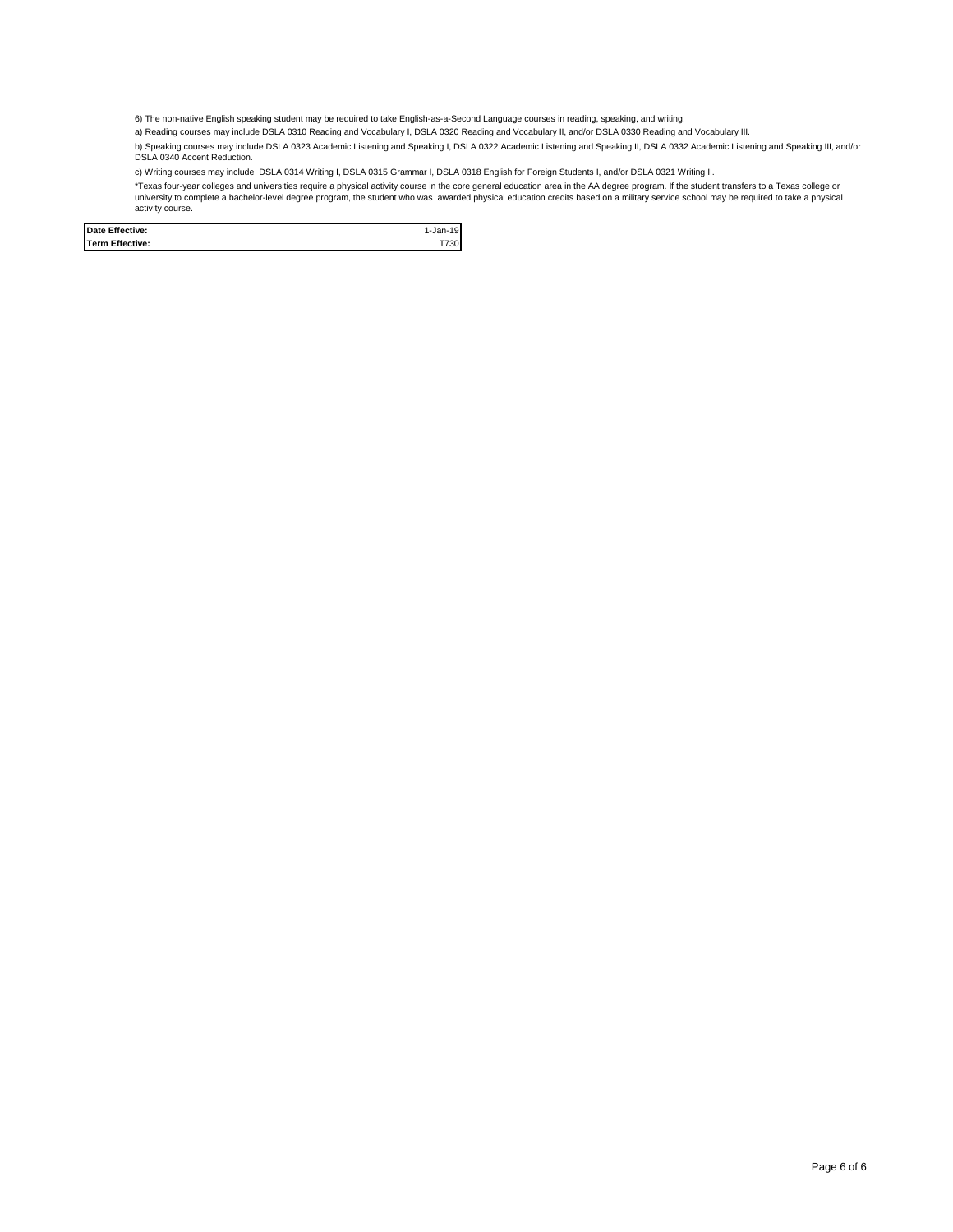6) The non-native English speaking student may be required to take English-as-a-Second Language courses in reading, speaking, and writing.

a) Reading courses may include DSLA 0310 Reading and Vocabulary I, DSLA 0320 Reading and Vocabulary II, and/or DSLA 0330 Reading and Vocabulary III.

b) Speaking courses may include DSLA 0323 Academic Listening and Speaking I, DSLA 0322 Academic Listening and Speaking II, DSLA 0332 Academic Listening and Speaking III, and/or DSLA 0340 Accent Reduction.

c) Writing courses may include DSLA 0314 Writing I, DSLA 0315 Grammar I, DSLA 0318 English for Foreign Students I, and/or DSLA 0321 Writing II.

*Texas four-year colleges and universities require a physical activity course in the core general education area in the AA degree program. If the student transfers to a Texas college or university to complete a bachelor-level degree program, the student who was awarded physical education credits based on a military service school may be required to take a physical activity course.

| | |
|---|---|
| **Date Effective:** | 1-Jan-19 |
| **Term Effective:** | T730 |